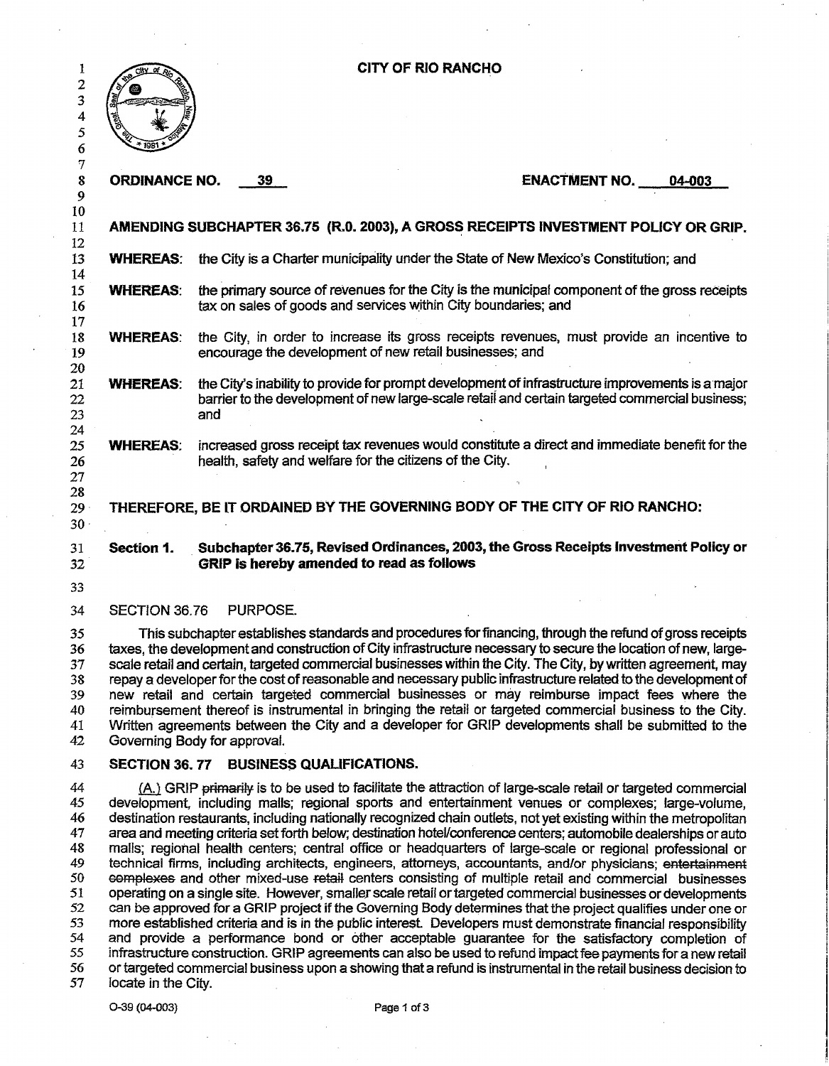# CITY OF RIO RANCHO

**ORDINANCE NO. 39** **ENACTMENT NO. 04-003**

**AMENDING SUBCHAPTER 36.75 (R.O. 2003), A GROSS RECEIPTS INVESTMENT POLICY OR GRIP.**

**WHEREAS:** the City is a Charter municipality under the State of New Mexico's Constitution; and

**WHEREAS:** the primary source of revenues for the City is the municipal component of the gross receipts tax on sales of goods and services within City boundaries; and

**WHEREAS:** the City, in order to increase its gross receipts revenues, must provide an incentive to encourage the development of new retail businesses; and

**WHEREAS:** the City's inability to provide for prompt development of infrastructure improvements is a major barrier to the development of new large-scale retail and certain targeted commercial business; and

**WHEREAS:** increased gross receipt tax revenues would constitute a direct and immediate benefit for the health, safety and welfare for the citizens of the City.

**THEREFORE, BE IT ORDAINED BY THE GOVERNING BODY OF THE CITY OF RIO RANCHO:**

**Section 1. Subchapter 36.75, Revised Ordinances, 2003, the Gross Receipts Investment Policy or GRIP is hereby amended to read as follows**

SECTION 36.76 PURPOSE.

This subchapter establishes standards and procedures for financing, through the refund of gross receipts taxes, the development and construction of City infrastructure necessary to secure the location of new, large-scale retail and certain, targeted commercial businesses within the City. The City, by written agreement, may repay a developer for the cost of reasonable and necessary public infrastructure related to the development of new retail and certain targeted commercial businesses or may reimburse impact fees where the reimbursement thereof is instrumental in bringing the retail or targeted commercial business to the City. Written agreements between the City and a developer for GRIP developments shall be submitted to the Governing Body for approval.

**SECTION 36. 77 BUSINESS QUALIFICATIONS.**

(A.) GRIP ~~primarily~~ is to be used to facilitate the attraction of large-scale retail or targeted commercial development, including malls; regional sports and entertainment venues or complexes; large-volume, destination restaurants, including nationally recognized chain outlets, not yet existing within the metropolitan area and meeting criteria set forth below; destination hotel/conference centers; automobile dealerships or auto malls; regional health centers; central office or headquarters of large-scale or regional professional or technical firms, including architects, engineers, attorneys, accountants, and/or physicians; ~~entertainment complexes~~ and other mixed-use ~~retail~~ centers consisting of multiple retail and commercial businesses operating on a single site. However, smaller scale retail or targeted commercial businesses or developments can be approved for a GRIP project if the Governing Body determines that the project qualifies under one or more established criteria and is in the public interest. Developers must demonstrate financial responsibility and provide a performance bond or other acceptable guarantee for the satisfactory completion of infrastructure construction. GRIP agreements can also be used to refund impact fee payments for a new retail or targeted commercial business upon a showing that a refund is instrumental in the retail business decision to locate in the City.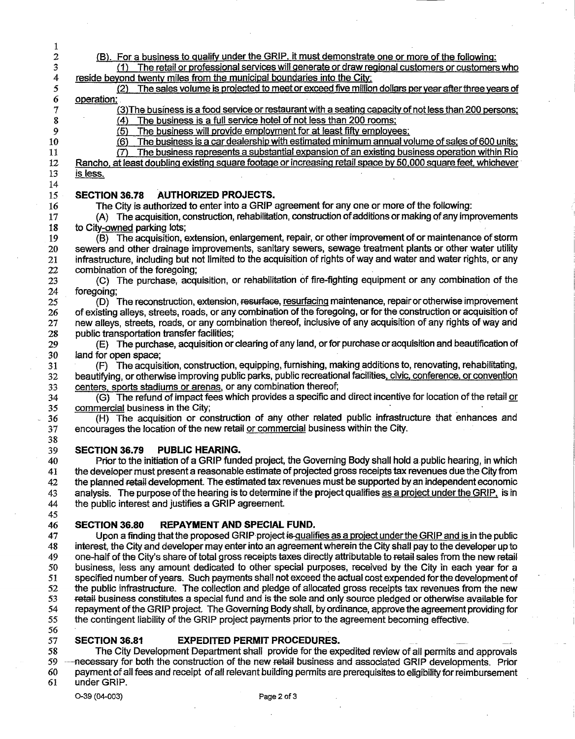(B). For a business to qualify under the GRIP, it must demonstrate one or more of the following:

(1) The retail or professional services will generate or draw regional customers or customers who reside beyond twenty miles from the municipal boundaries into the City;

(2) The sales volume is projected to meet or exceed five million dollars per year after three years of operation;

(3) The business is a food service or restaurant with a seating capacity of not less than 200 persons;

(4) The business is a full service hotel of not less than 200 rooms;

(5) The business will provide employment for at least fifty employees;

(6) The business is a car dealership with estimated minimum annual volume of sales of 600 units;

(7) The business represents a substantial expansion of an existing business operation within Rio Rancho, at least doubling existing square footage or increasing retail space by 50,000 square feet, whichever is less.

## SECTION 36.78 AUTHORIZED PROJECTS.

The City is authorized to enter into a GRIP agreement for any one or more of the following:

(A) The acquisition, construction, rehabilitation, construction of additions or making of any improvements to City-owned parking lots;

(B) The acquisition, extension, enlargement, repair, or other improvement of or maintenance of storm sewers and other drainage improvements, sanitary sewers, sewage treatment plants or other water utility infrastructure, including but not limited to the acquisition of rights of way and water and water rights, or any combination of the foregoing;

(C) The purchase, acquisition, or rehabilitation of fire-fighting equipment or any combination of the foregoing;

(D) The reconstruction, extension, ~~resurface,~~ resurfacing maintenance, repair or otherwise improvement of existing alleys, streets, roads, or any combination of the foregoing, or for the construction or acquisition of new alleys, streets, roads, or any combination thereof, inclusive of any acquisition of any rights of way and public transportation transfer facilities;

(E) The purchase, acquisition or clearing of any land, or for purchase or acquisition and beautification of land for open space;

(F) The acquisition, construction, equipping, furnishing, making additions to, renovating, rehabilitating, beautifying, or otherwise improving public parks, public recreational facilities, civic, conference, or convention centers, sports stadiums or arenas, or any combination thereof;

(G) The refund of impact fees which provides a specific and direct incentive for location of the retail or commercial business in the City;

(H) The acquisition or construction of any other related public infrastructure that enhances and encourages the location of the new retail or commercial business within the City.

## SECTION 36.79 PUBLIC HEARING.

Prior to the initiation of a GRIP funded project, the Governing Body shall hold a public hearing, in which the developer must present a reasonable estimate of projected gross receipts tax revenues due the City from the planned ~~retail~~ development. The estimated tax revenues must be supported by an independent economic analysis. The purpose of the hearing is to determine if the project qualifies as a project under the GRIP, is in the public interest and justifies a GRIP agreement.

## SECTION 36.80 REPAYMENT AND SPECIAL FUND.

Upon a finding that the proposed GRIP project ~~is~~ qualifies as a project under the GRIP and is in the public interest, the City and developer may enter into an agreement wherein the City shall pay to the developer up to one-half of the City's share of total gross receipts taxes directly attributable to ~~retail~~ sales from the new ~~retail~~ business, less any amount dedicated to other special purposes, received by the City in each year for a specified number of years. Such payments shall not exceed the actual cost expended for the development of the public infrastructure. The collection and pledge of allocated gross receipts tax revenues from the new ~~retail~~ business constitutes a special fund and is the sole and only source pledged or otherwise available for repayment of the GRIP project. The Governing Body shall, by ordinance, approve the agreement providing for the contingent liability of the GRIP project payments prior to the agreement becoming effective.

## SECTION 36.81 EXPEDITED PERMIT PROCEDURES.

The City Development Department shall provide for the expedited review of all permits and approvals necessary for both the construction of the new ~~retail~~ business and associated GRIP developments. Prior payment of all fees and receipt of all relevant building permits are prerequisites to eligibility for reimbursement under GRIP.

O-39 (04-003)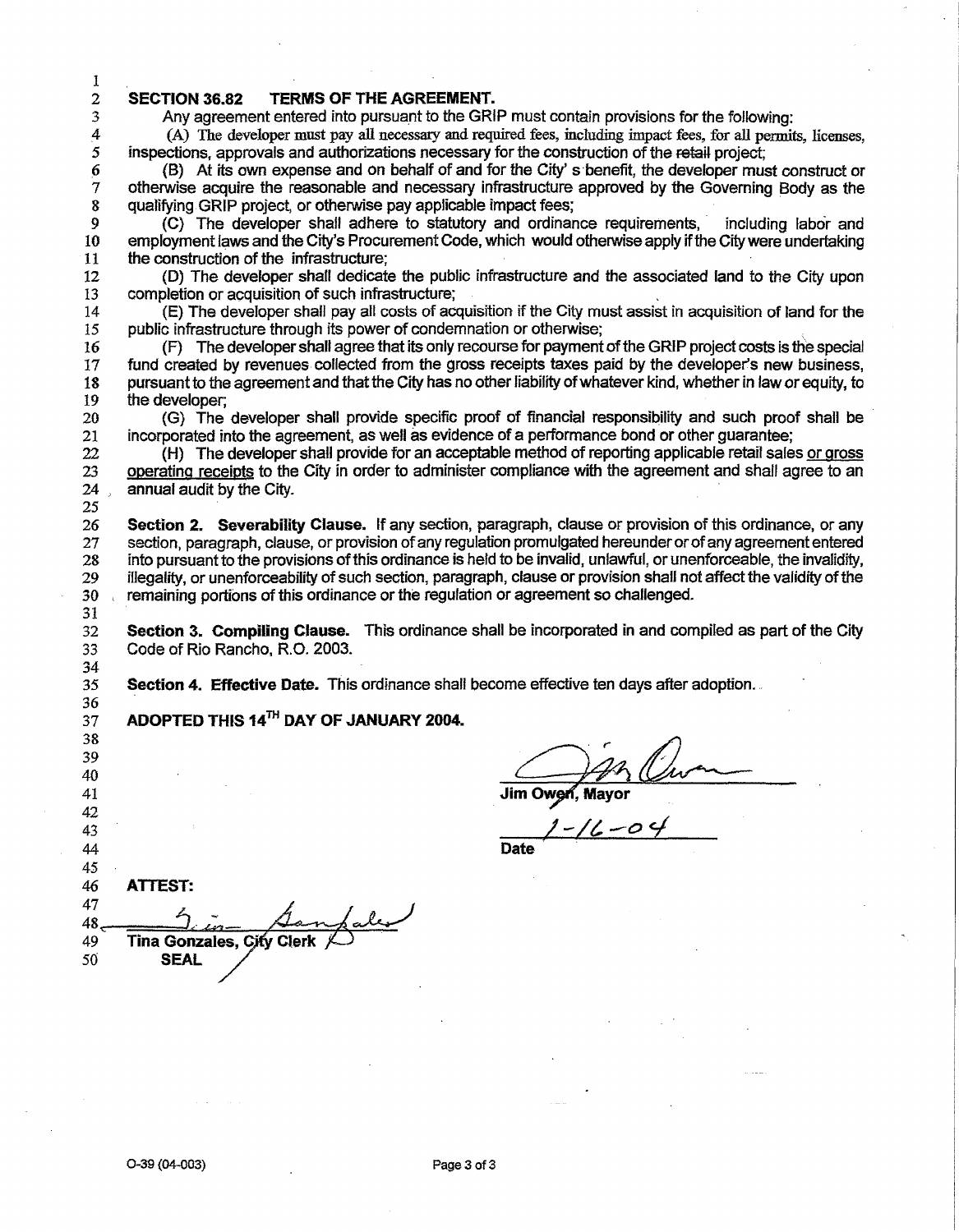## SECTION 36.82 TERMS OF THE AGREEMENT.

Any agreement entered into pursuant to the GRIP must contain provisions for the following:

(A) The developer must pay all necessary and required fees, including impact fees, for all permits, licenses, inspections, approvals and authorizations necessary for the construction of the ~~retail~~ project;

(B) At its own expense and on behalf of and for the City' s benefit, the developer must construct or otherwise acquire the reasonable and necessary infrastructure approved by the Governing Body as the qualifying GRIP project, or otherwise pay applicable impact fees;

(C) The developer shall adhere to statutory and ordinance requirements, including labor and employment laws and the City's Procurement Code, which would otherwise apply if the City were undertaking the construction of the infrastructure;

(D) The developer shall dedicate the public infrastructure and the associated land to the City upon completion or acquisition of such infrastructure;

(E) The developer shall pay all costs of acquisition if the City must assist in acquisition of land for the public infrastructure through its power of condemnation or otherwise;

(F) The developer shall agree that its only recourse for payment of the GRIP project costs is the special fund created by revenues collected from the gross receipts taxes paid by the developer's new business, pursuant to the agreement and that the City has no other liability of whatever kind, whether in law or equity, to the developer;

(G) The developer shall provide specific proof of financial responsibility and such proof shall be incorporated into the agreement, as well as evidence of a performance bond or other guarantee;

(H) The developer shall provide for an acceptable method of reporting applicable retail sales <u>or gross operating receipts</u> to the City in order to administer compliance with the agreement and shall agree to an annual audit by the City.

**Section 2. Severability Clause.** If any section, paragraph, clause or provision of this ordinance, or any section, paragraph, clause, or provision of any regulation promulgated hereunder or of any agreement entered into pursuant to the provisions of this ordinance is held to be invalid, unlawful, or unenforceable, the invalidity, illegality, or unenforceability of such section, paragraph, clause or provision shall not affect the validity of the remaining portions of this ordinance or the regulation or agreement so challenged.

**Section 3. Compiling Clause.** This ordinance shall be incorporated in and compiled as part of the City Code of Rio Rancho, R.O. 2003.

**Section 4. Effective Date.** This ordinance shall become effective ten days after adoption.

**ADOPTED THIS 14TH DAY OF JANUARY 2004.**

Jim Owen, Mayor

1-16-04

Date

**ATTEST:**

Tina Gonzales, City Clerk

**SEAL**

O-39 (04-003)